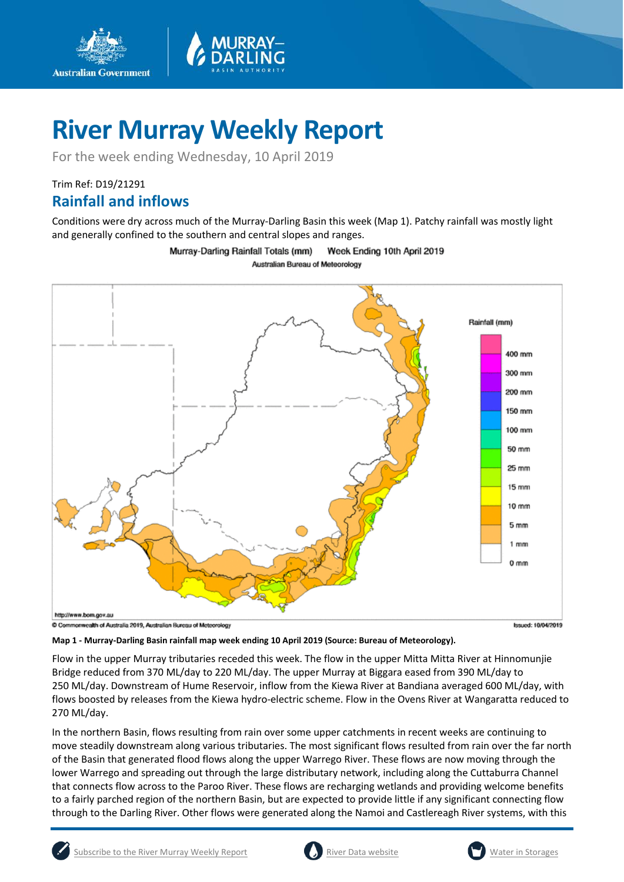# River Murray Weekly Report

For the week ending Wednesday, 10 April 2019

Trim Ref: D19/21291

## Rainfall and inflows

Conditions were dry across much of the Murray-Darling Basin this week (Map 1). Patchy rainfall was mostly light and generally confined to the southern and central slopes and ranges.

Murray-Darling Rainfall Totals (mm) Week Ending 10th April 2019

Australian Bureau of Meteorology

Rainfall (mm)

400 mm

300 mm

200 mm

150 mm

100 mm

50 mm

25 mm

15 mm

10 mm

5 mm

1 mm

0 mm

http://www.bom.gov.au

© Commonwealth of Australia 2019, Australian Bureau of Meteorology

Issued: 10/04/2019

**Map 1 - Murray-Darling Basin rainfall map week ending 10 April 2019 (Source: Bureau of Meteorology).**

Flow in the upper Murray tributaries receded this week. The flow in the upper Mitta Mitta River at Hinnomunjie Bridge reduced from 370 ML/day to 220 ML/day. The upper Murray at Biggara eased from 390 ML/day to 250 ML/day. Downstream of Hume Reservoir, inflow from the Kiewa River at Bandiana averaged 600 ML/day, with flows boosted by releases from the Kiewa hydro-electric scheme. Flow in the Ovens River at Wangaratta reduced to 270 ML/day.

In the northern Basin, flows resulting from rain over some upper catchments in recent weeks are continuing to move steadily downstream along various tributaries. The most significant flows resulted from rain over the far north of the Basin that generated flood flows along the upper Warrego River. These flows are now moving through the lower Warrego and spreading out through the large distributary network, including along the Cuttaburra Channel that connects flow across to the Paroo River. These flows are recharging wetlands and providing welcome benefits to a fairly parched region of the northern Basin, but are expected to provide little if any significant connecting flow through to the Darling River. Other flows were generated along the Namoi and Castlereagh River systems, with this

Subscribe to the River Murray Weekly Report

River Data website

Water in Storages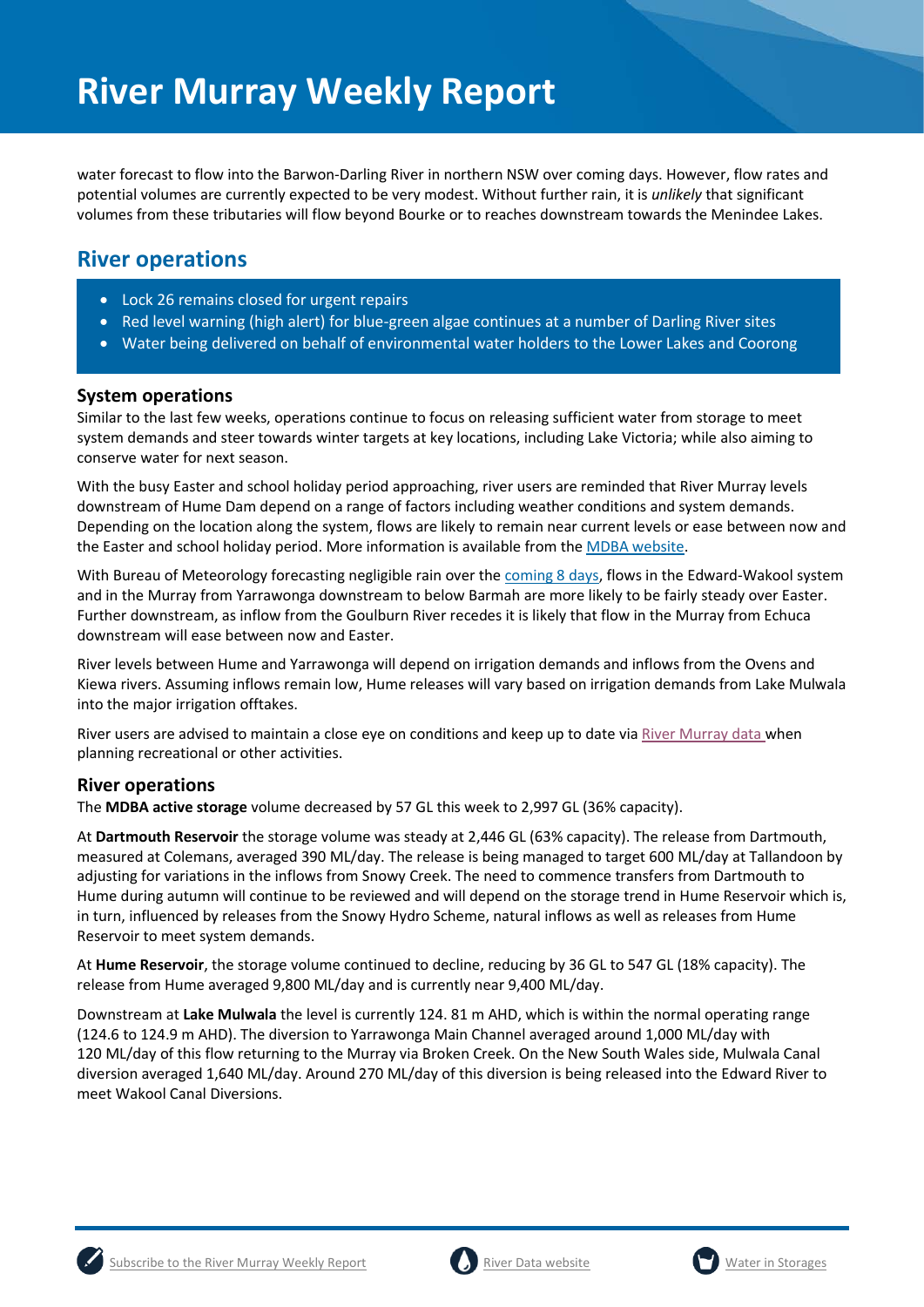water forecast to flow into the Barwon-Darling River in northern NSW over coming days. However, flow rates and potential volumes are currently expected to be very modest. Without further rain, it is *unlikely* that significant volumes from these tributaries will flow beyond Bourke or to reaches downstream towards the Menindee Lakes.

## River operations

- Lock 26 remains closed for urgent repairs
- Red level warning (high alert) for blue-green algae continues at a number of Darling River sites
- Water being delivered on behalf of environmental water holders to the Lower Lakes and Coorong

### System operations

Similar to the last few weeks, operations continue to focus on releasing sufficient water from storage to meet system demands and steer towards winter targets at key locations, including Lake Victoria; while also aiming to conserve water for next season.

With the busy Easter and school holiday period approaching, river users are reminded that River Murray levels downstream of Hume Dam depend on a range of factors including weather conditions and system demands. Depending on the location along the system, flows are likely to remain near current levels or ease between now and the Easter and school holiday period. More information is available from the MDBA website.

With Bureau of Meteorology forecasting negligible rain over the coming 8 days, flows in the Edward-Wakool system and in the Murray from Yarrawonga downstream to below Barmah are more likely to be fairly steady over Easter. Further downstream, as inflow from the Goulburn River recedes it is likely that flow in the Murray from Echuca downstream will ease between now and Easter.

River levels between Hume and Yarrawonga will depend on irrigation demands and inflows from the Ovens and Kiewa rivers. Assuming inflows remain low, Hume releases will vary based on irrigation demands from Lake Mulwala into the major irrigation offtakes.

River users are advised to maintain a close eye on conditions and keep up to date via River Murray data when planning recreational or other activities.

### River operations

The **MDBA active storage** volume decreased by 57 GL this week to 2,997 GL (36% capacity).

At **Dartmouth Reservoir** the storage volume was steady at 2,446 GL (63% capacity). The release from Dartmouth, measured at Colemans, averaged 390 ML/day. The release is being managed to target 600 ML/day at Tallandoon by adjusting for variations in the inflows from Snowy Creek. The need to commence transfers from Dartmouth to Hume during autumn will continue to be reviewed and will depend on the storage trend in Hume Reservoir which is, in turn, influenced by releases from the Snowy Hydro Scheme, natural inflows as well as releases from Hume Reservoir to meet system demands.

At **Hume Reservoir**, the storage volume continued to decline, reducing by 36 GL to 547 GL (18% capacity). The release from Hume averaged 9,800 ML/day and is currently near 9,400 ML/day.

Downstream at **Lake Mulwala** the level is currently 124. 81 m AHD, which is within the normal operating range (124.6 to 124.9 m AHD). The diversion to Yarrawonga Main Channel averaged around 1,000 ML/day with 120 ML/day of this flow returning to the Murray via Broken Creek. On the New South Wales side, Mulwala Canal diversion averaged 1,640 ML/day. Around 270 ML/day of this diversion is being released into the Edward River to meet Wakool Canal Diversions.

Subscribe to the River Murray Weekly Report | River Data website | Water in Storages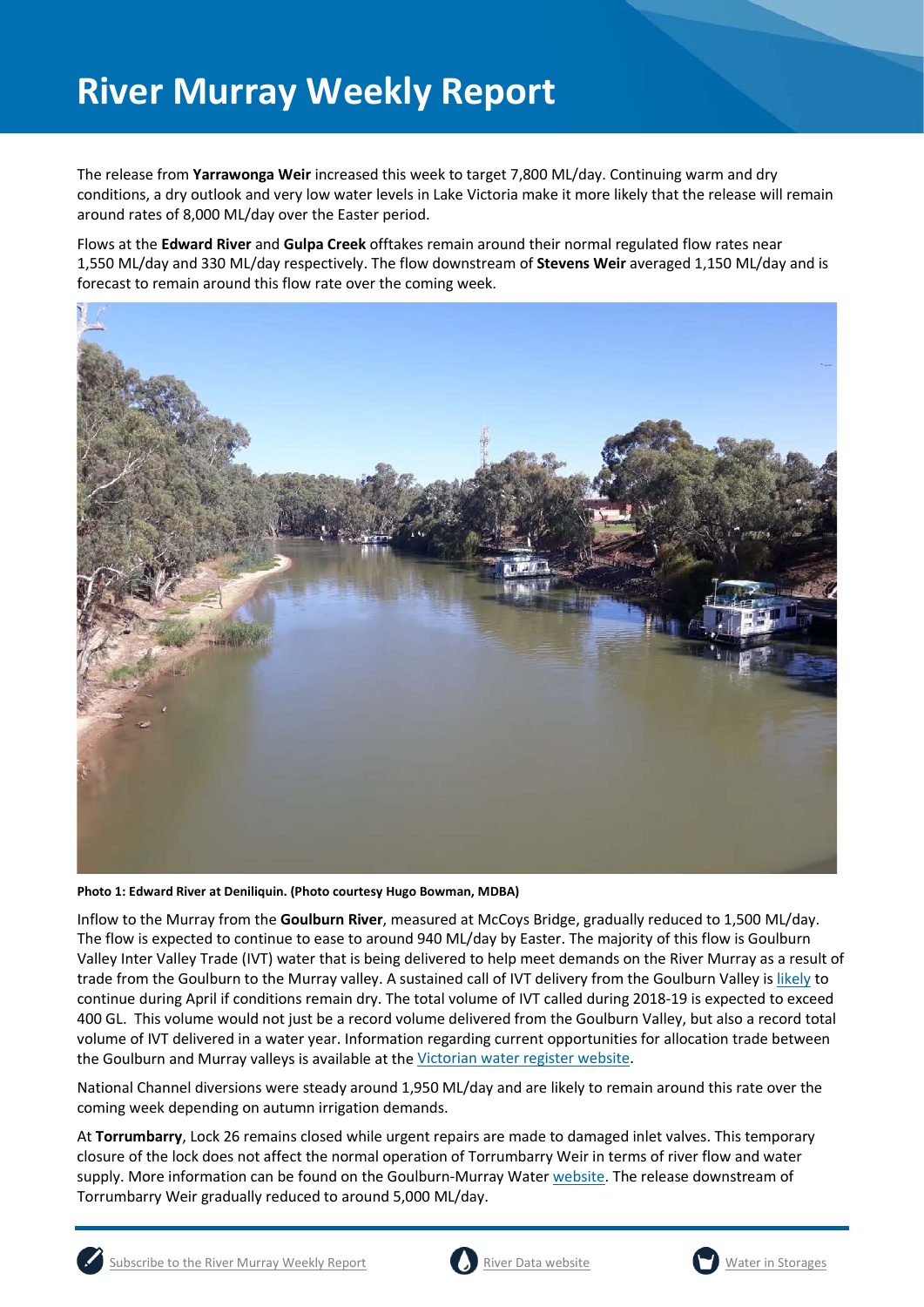# River Murray Weekly Report

The release from **Yarrawonga Weir** increased this week to target 7,800 ML/day. Continuing warm and dry conditions, a dry outlook and very low water levels in Lake Victoria make it more likely that the release will remain around rates of 8,000 ML/day over the Easter period.

Flows at the **Edward River** and **Gulpa Creek** offtakes remain around their normal regulated flow rates near 1,550 ML/day and 330 ML/day respectively. The flow downstream of **Stevens Weir** averaged 1,150 ML/day and is forecast to remain around this flow rate over the coming week.

**Photo 1: Edward River at Deniliquin. (Photo courtesy Hugo Bowman, MDBA)**

Inflow to the Murray from the **Goulburn River**, measured at McCoys Bridge, gradually reduced to 1,500 ML/day. The flow is expected to continue to ease to around 940 ML/day by Easter. The majority of this flow is Goulburn Valley Inter Valley Trade (IVT) water that is being delivered to help meet demands on the River Murray as a result of trade from the Goulburn to the Murray valley. A sustained call of IVT delivery from the Goulburn Valley is likely to continue during April if conditions remain dry. The total volume of IVT called during 2018-19 is expected to exceed 400 GL. This volume would not just be a record volume delivered from the Goulburn Valley, but also a record total volume of IVT delivered in a water year. Information regarding current opportunities for allocation trade between the Goulburn and Murray valleys is available at the Victorian water register website.

National Channel diversions were steady around 1,950 ML/day and are likely to remain around this rate over the coming week depending on autumn irrigation demands.

At **Torrumbarry**, Lock 26 remains closed while urgent repairs are made to damaged inlet valves. This temporary closure of the lock does not affect the normal operation of Torrumbarry Weir in terms of river flow and water supply. More information can be found on the Goulburn-Murray Water website. The release downstream of Torrumbarry Weir gradually reduced to around 5,000 ML/day.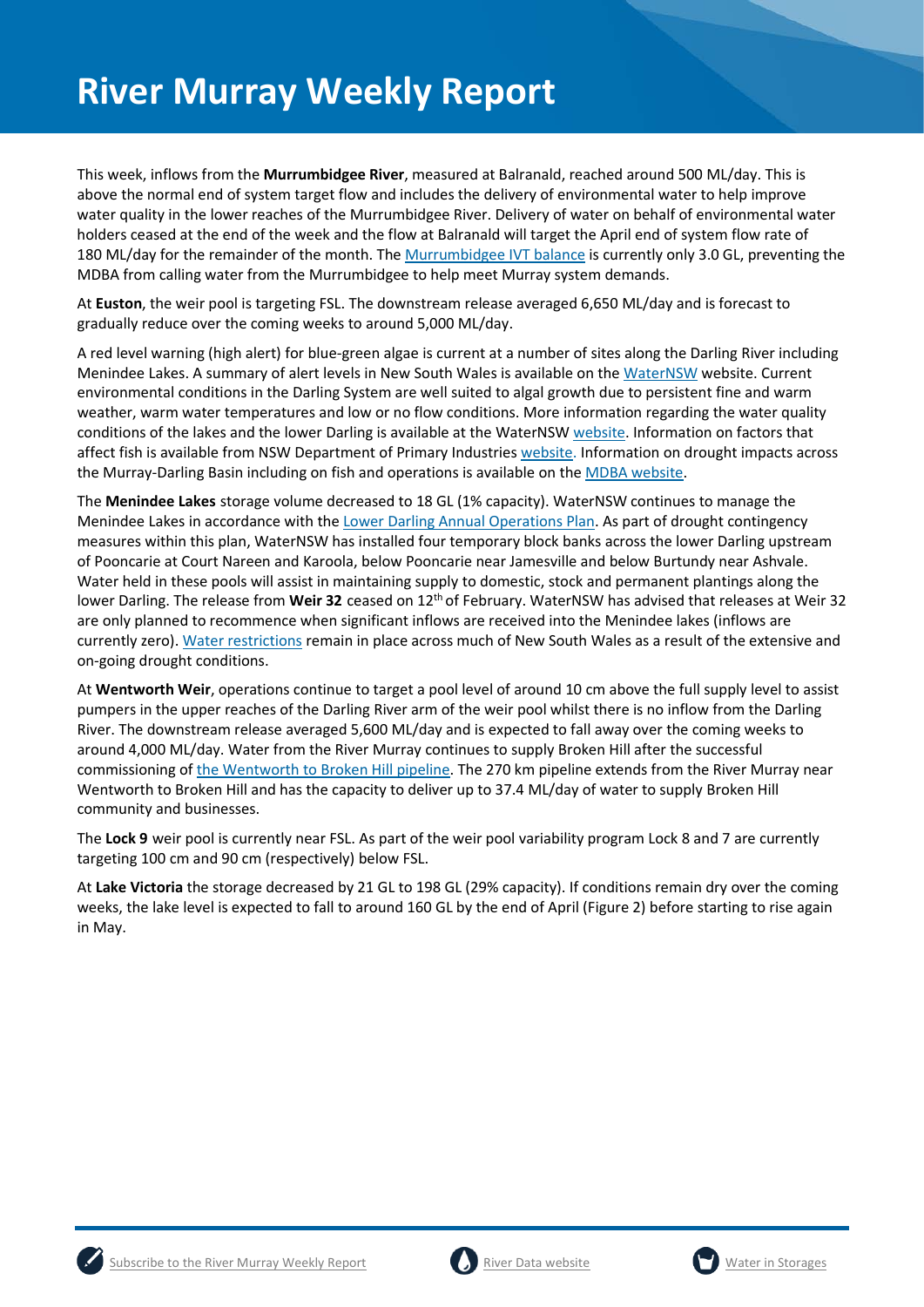# River Murray Weekly Report

This week, inflows from the **Murrumbidgee River**, measured at Balranald, reached around 500 ML/day. This is above the normal end of system target flow and includes the delivery of environmental water to help improve water quality in the lower reaches of the Murrumbidgee River. Delivery of water on behalf of environmental water holders ceased at the end of the week and the flow at Balranald will target the April end of system flow rate of 180 ML/day for the remainder of the month. The Murrumbidgee IVT balance is currently only 3.0 GL, preventing the MDBA from calling water from the Murrumbidgee to help meet Murray system demands.

At **Euston**, the weir pool is targeting FSL. The downstream release averaged 6,650 ML/day and is forecast to gradually reduce over the coming weeks to around 5,000 ML/day.

A red level warning (high alert) for blue-green algae is current at a number of sites along the Darling River including Menindee Lakes. A summary of alert levels in New South Wales is available on the WaterNSW website. Current environmental conditions in the Darling System are well suited to algal growth due to persistent fine and warm weather, warm water temperatures and low or no flow conditions. More information regarding the water quality conditions of the lakes and the lower Darling is available at the WaterNSW website. Information on factors that affect fish is available from NSW Department of Primary Industries website. Information on drought impacts across the Murray-Darling Basin including on fish and operations is available on the MDBA website.

The **Menindee Lakes** storage volume decreased to 18 GL (1% capacity). WaterNSW continues to manage the Menindee Lakes in accordance with the Lower Darling Annual Operations Plan. As part of drought contingency measures within this plan, WaterNSW has installed four temporary block banks across the lower Darling upstream of Pooncarie at Court Nareen and Karoola, below Pooncarie near Jamesville and below Burtundy near Ashvale. Water held in these pools will assist in maintaining supply to domestic, stock and permanent plantings along the lower Darling. The release from **Weir 32** ceased on 12th of February. WaterNSW has advised that releases at Weir 32 are only planned to recommence when significant inflows are received into the Menindee lakes (inflows are currently zero). Water restrictions remain in place across much of New South Wales as a result of the extensive and on-going drought conditions.

At **Wentworth Weir**, operations continue to target a pool level of around 10 cm above the full supply level to assist pumpers in the upper reaches of the Darling River arm of the weir pool whilst there is no inflow from the Darling River. The downstream release averaged 5,600 ML/day and is expected to fall away over the coming weeks to around 4,000 ML/day. Water from the River Murray continues to supply Broken Hill after the successful commissioning of the Wentworth to Broken Hill pipeline. The 270 km pipeline extends from the River Murray near Wentworth to Broken Hill and has the capacity to deliver up to 37.4 ML/day of water to supply Broken Hill community and businesses.

The **Lock 9** weir pool is currently near FSL. As part of the weir pool variability program Lock 8 and 7 are currently targeting 100 cm and 90 cm (respectively) below FSL.

At **Lake Victoria** the storage decreased by 21 GL to 198 GL (29% capacity). If conditions remain dry over the coming weeks, the lake level is expected to fall to around 160 GL by the end of April (Figure 2) before starting to rise again in May.

Subscribe to the River Murray Weekly Report | River Data website | Water in Storages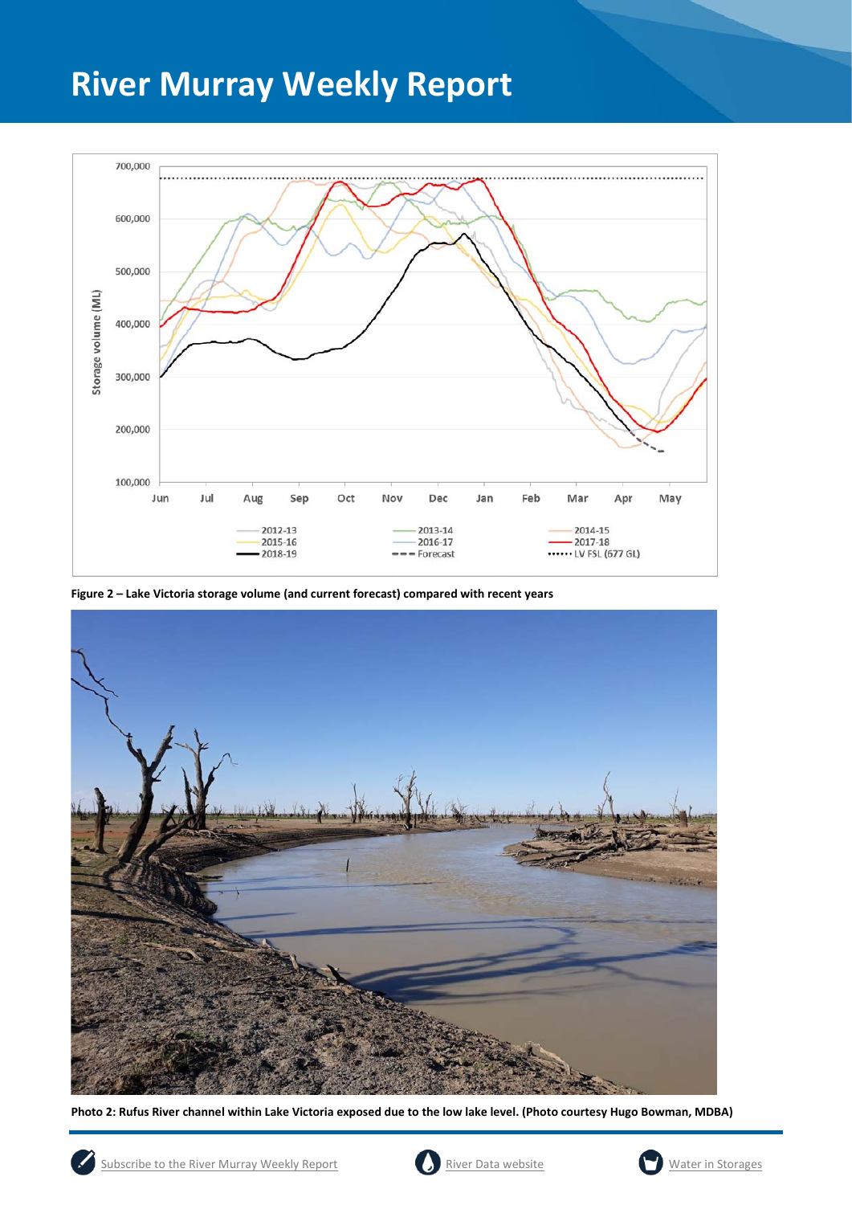# River Murray Weekly Report

700,000
600,000
500,000
400,000
300,000
200,000
100,000

Storage volume (ML)

Jun Jul Aug Sep Oct Nov Dec Jan Feb Mar Apr May

2012-13
2015-16
2018-19
2013-14
2016-17
Forecast
2014-15
2017-18
LV FSL (677 GL)

**Figure 2 – Lake Victoria storage volume (and current forecast) compared with recent years**

**Photo 2: Rufus River channel within Lake Victoria exposed due to the low lake level. (Photo courtesy Hugo Bowman, MDBA)**

Subscribe to the River Murray Weekly Report

River Data website

Water in Storages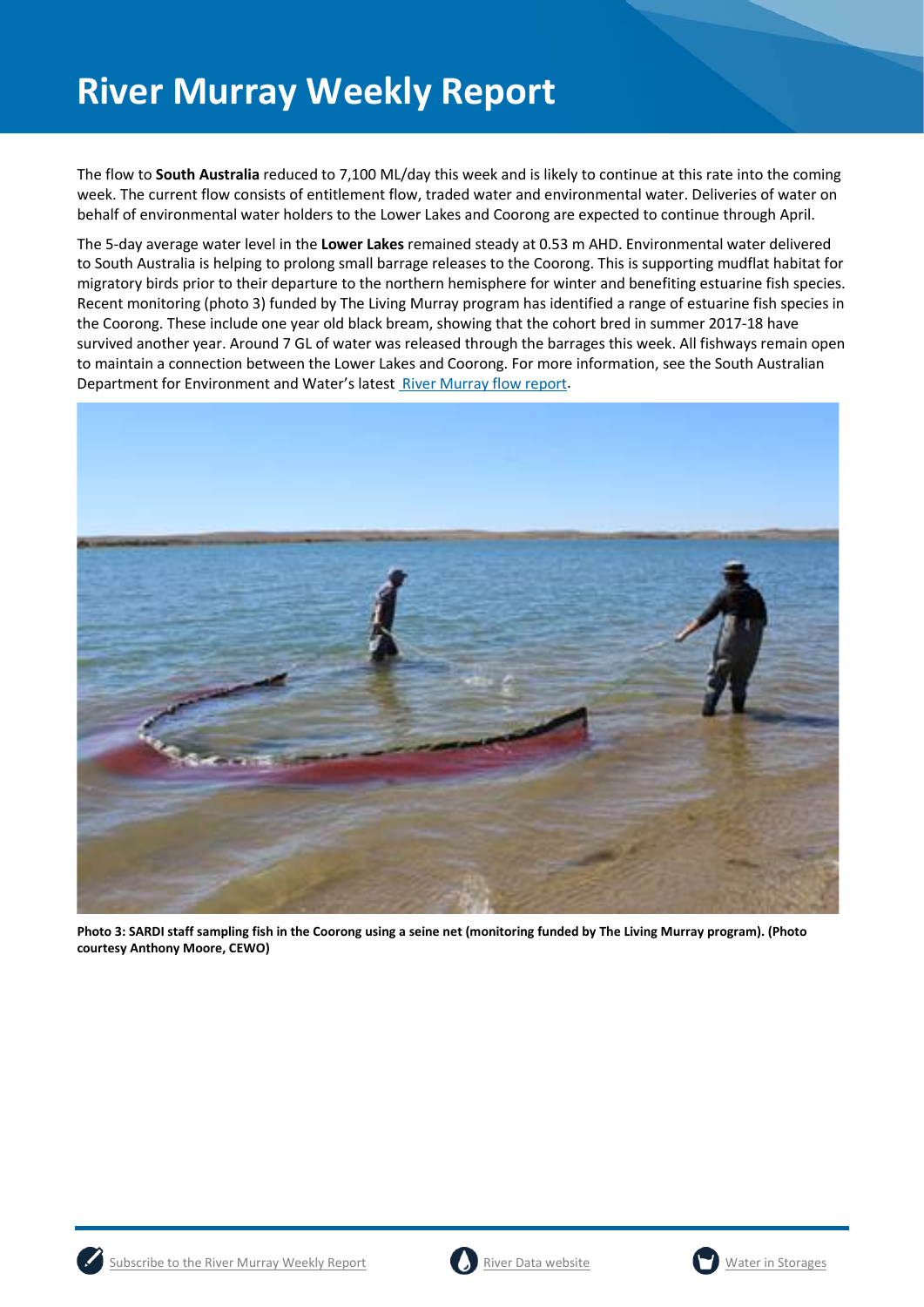# River Murray Weekly Report

The flow to **South Australia** reduced to 7,100 ML/day this week and is likely to continue at this rate into the coming week. The current flow consists of entitlement flow, traded water and environmental water. Deliveries of water on behalf of environmental water holders to the Lower Lakes and Coorong are expected to continue through April.

The 5-day average water level in the **Lower Lakes** remained steady at 0.53 m AHD. Environmental water delivered to South Australia is helping to prolong small barrage releases to the Coorong. This is supporting mudflat habitat for migratory birds prior to their departure to the northern hemisphere for winter and benefiting estuarine fish species. Recent monitoring (photo 3) funded by The Living Murray program has identified a range of estuarine fish species in the Coorong. These include one year old black bream, showing that the cohort bred in summer 2017-18 have survived another year. Around 7 GL of water was released through the barrages this week. All fishways remain open to maintain a connection between the Lower Lakes and Coorong. For more information, see the South Australian Department for Environment and Water's latest River Murray flow report.

**Photo 3: SARDI staff sampling fish in the Coorong using a seine net (monitoring funded by The Living Murray program). (Photo courtesy Anthony Moore, CEWO)**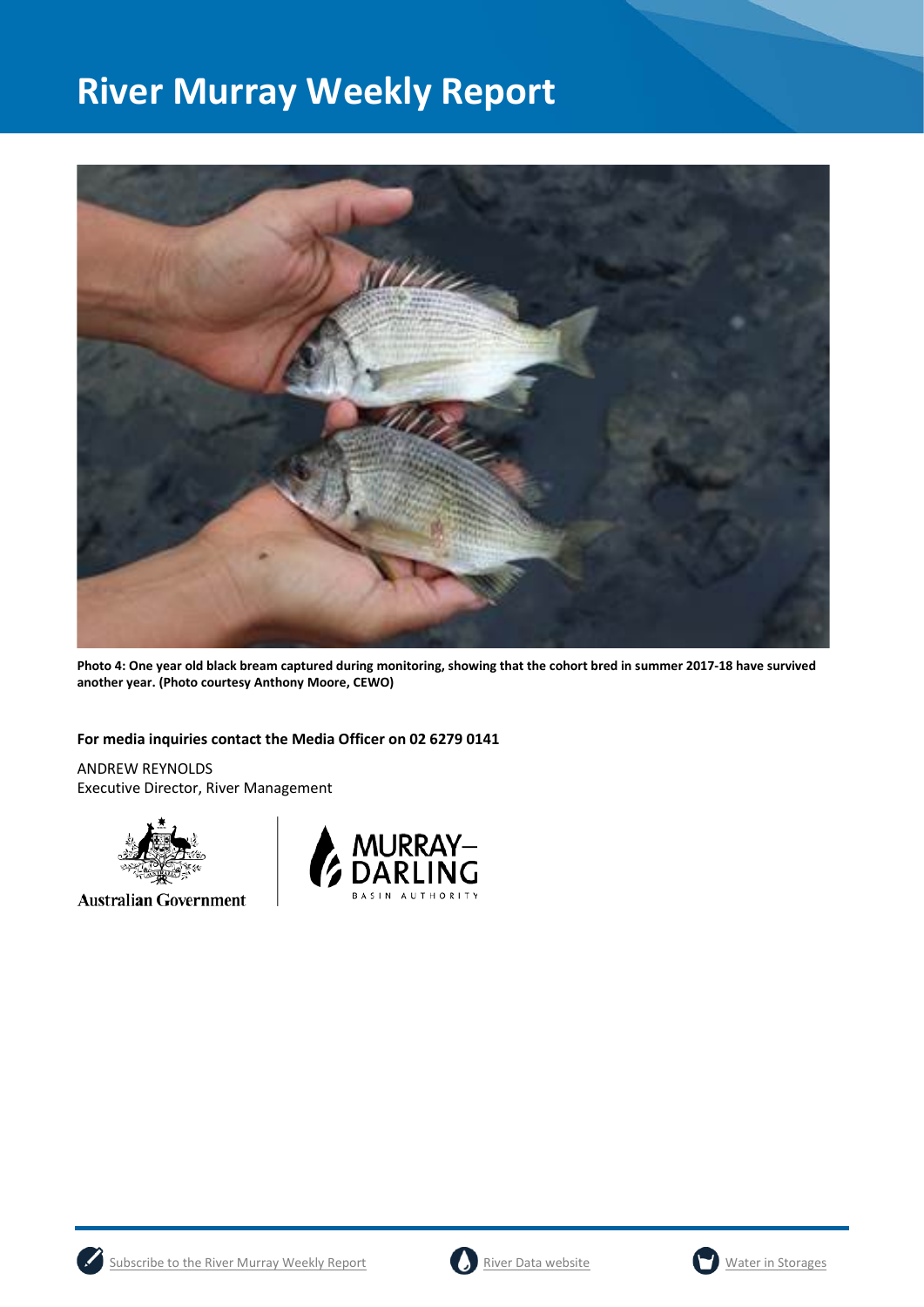# River Murray Weekly Report

Photo 4: One year old black bream captured during monitoring, showing that the cohort bred in summer 2017-18 have survived another year. (Photo courtesy Anthony Moore, CEWO)

**For media inquiries contact the Media Officer on 02 6279 0141**

ANDREW REYNOLDS
Executive Director, River Management

Australian Government

MURRAY–DARLING BASIN AUTHORITY

Subscribe to the River Murray Weekly Report

River Data website

Water in Storages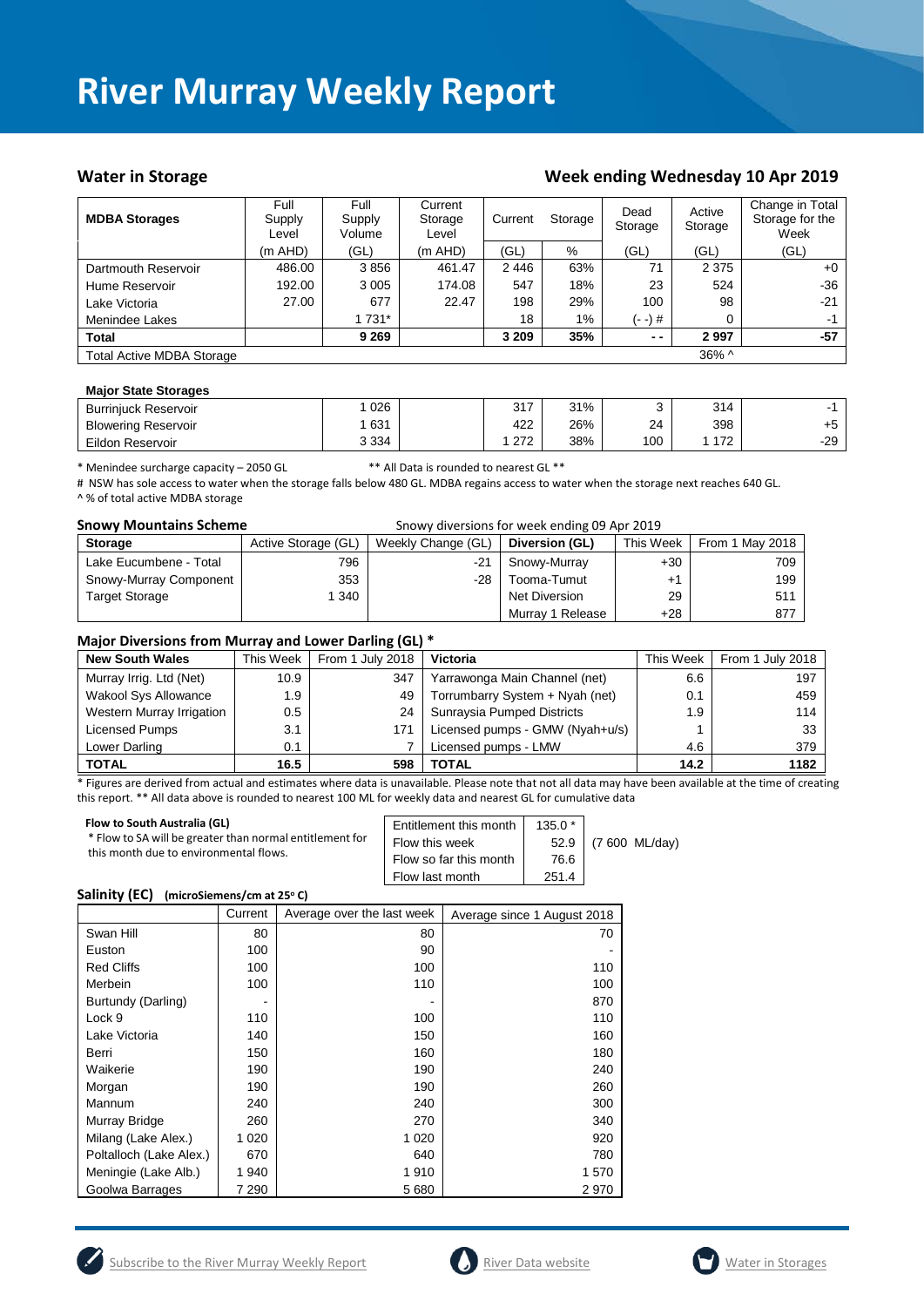# River Murray Weekly Report

## Water in Storage

## Week ending Wednesday 10 Apr 2019

| MDBA Storages | Full Supply Level | Full Supply Volume | Current Storage Level | Current | Storage | Dead Storage | Active Storage | Change in Total Storage for the Week |
|---|---|---|---|---|---|---|---|---|
| | (m AHD) | (GL) | (m AHD) | (GL) | % | (GL) | (GL) | (GL) |
| Dartmouth Reservoir | 486.00 | 3 856 | 461.47 | 2 446 | 63% | 71 | 2 375 | +0 |
| Hume Reservoir | 192.00 | 3 005 | 174.08 | 547 | 18% | 23 | 524 | -36 |
| Lake Victoria | 27.00 | 677 | 22.47 | 198 | 29% | 100 | 98 | -21 |
| Menindee Lakes | | 1 731* | | 18 | 1% | (- -) # | 0 | -1 |
| **Total** | | **9 269** | | **3 209** | **35%** | **- -** | **2 997** | **-57** |
| Total Active MDBA Storage | | | | | | | 36% ^ | |

**Major State Storages**

| | | | | | | | | |
|---|---|---|---|---|---|---|---|---|
| Burrinjuck Reservoir | | 1 026 | | 317 | 31% | 3 | 314 | -1 |
| Blowering Reservoir | | 1 631 | | 422 | 26% | 24 | 398 | +5 |
| Eildon Reservoir | | 3 334 | | 1 272 | 38% | 100 | 1 172 | -29 |

* Menindee surcharge capacity – 2050 GL ** All Data is rounded to nearest GL **

# NSW has sole access to water when the storage falls below 480 GL. MDBA regains access to water when the storage next reaches 640 GL.

^ % of total active MDBA storage

**Snowy Mountains Scheme** Snowy diversions for week ending 09 Apr 2019

| Storage | Active Storage (GL) | Weekly Change (GL) | Diversion (GL) | This Week | From 1 May 2018 |
|---|---|---|---|---|---|
| Lake Eucumbene - Total | 796 | -21 | Snowy-Murray | +30 | 709 |
| Snowy-Murray Component | 353 | -28 | Tooma-Tumut | +1 | 199 |
| Target Storage | 1 340 | | Net Diversion | 29 | 511 |
| | | | Murray 1 Release | +28 | 877 |

**Major Diversions from Murray and Lower Darling (GL) ***

| New South Wales | This Week | From 1 July 2018 | Victoria | This Week | From 1 July 2018 |
|---|---|---|---|---|---|
| Murray Irrig. Ltd (Net) | 10.9 | 347 | Yarrawonga Main Channel (net) | 6.6 | 197 |
| Wakool Sys Allowance | 1.9 | 49 | Torrumbarry System + Nyah (net) | 0.1 | 459 |
| Western Murray Irrigation | 0.5 | 24 | Sunraysia Pumped Districts | 1.9 | 114 |
| Licensed Pumps | 3.1 | 171 | Licensed pumps - GMW (Nyah+u/s) | 1 | 33 |
| Lower Darling | 0.1 | 7 | Licensed pumps - LMW | 4.6 | 379 |
| **TOTAL** | **16.5** | **598** | **TOTAL** | **14.2** | **1182** |

* Figures are derived from actual and estimates where data is unavailable. Please note that not all data may have been available at the time of creating this report. ** All data above is rounded to nearest 100 ML for weekly data and nearest GL for cumulative data

**Flow to South Australia (GL)**

* Flow to SA will be greater than normal entitlement for this month due to environmental flows.

| | | |
|---|---|---|
| Entitlement this month | 135.0 * | |
| Flow this week | 52.9 | (7 600 ML/day) |
| Flow so far this month | 76.6 | |
| Flow last month | 251.4 | |

**Salinity (EC)** (microSiemens/cm at 25° C)

| | Current | Average over the last week | Average since 1 August 2018 |
|---|---|---|---|
| Swan Hill | 80 | 80 | 70 |
| Euston | 100 | 90 | - |
| Red Cliffs | 100 | 100 | 110 |
| Merbein | 100 | 110 | 100 |
| Burtundy (Darling) | - | - | 870 |
| Lock 9 | 110 | 100 | 110 |
| Lake Victoria | 140 | 150 | 160 |
| Berri | 150 | 160 | 180 |
| Waikerie | 190 | 190 | 240 |
| Morgan | 190 | 190 | 260 |
| Mannum | 240 | 240 | 300 |
| Murray Bridge | 260 | 270 | 340 |
| Milang (Lake Alex.) | 1 020 | 1 020 | 920 |
| Poltalloch (Lake Alex.) | 670 | 640 | 780 |
| Meningie (Lake Alb.) | 1 940 | 1 910 | 1 570 |
| Goolwa Barrages | 7 290 | 5 680 | 2 970 |

Subscribe to the River Murray Weekly Report River Data website Water in Storages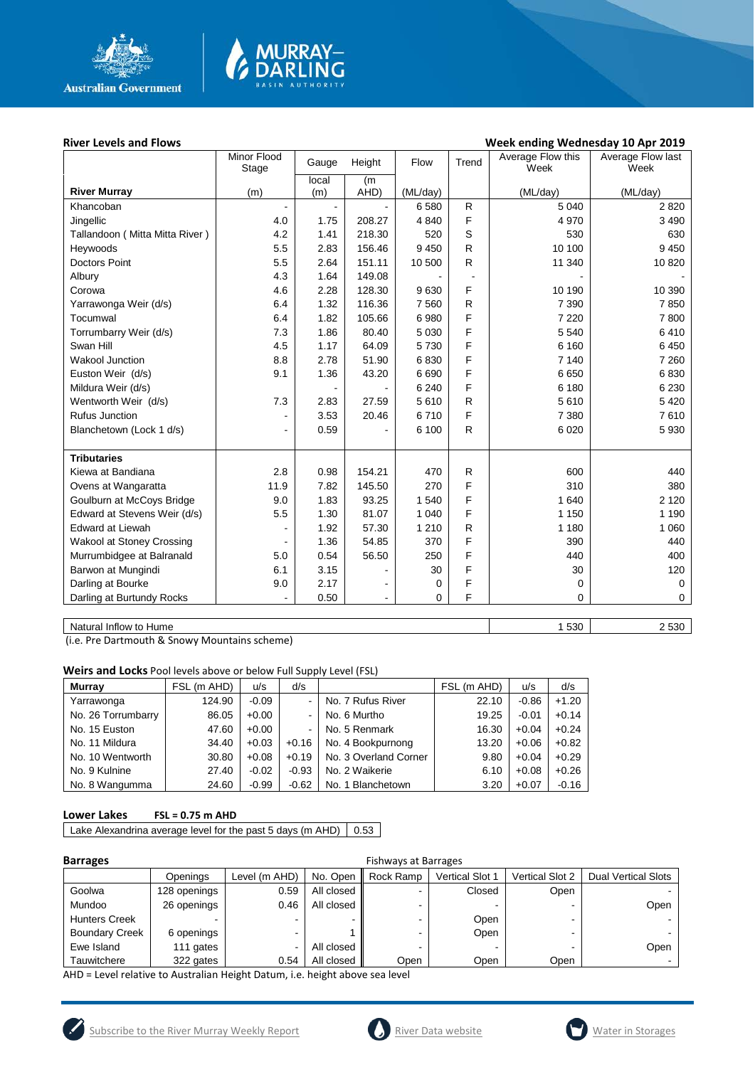**River Levels and Flows** **Week ending Wednesday 10 Apr 2019**

| River Murray | Minor Flood Stage (m) | Gauge local (m) | Height (m AHD) | Flow (ML/day) | Trend | Average Flow this Week (ML/day) | Average Flow last Week (ML/day) |
|---|---|---|---|---|---|---|---|
| Khancoban | - | - | - | 6 580 | R | 5 040 | 2 820 |
| Jingellic | 4.0 | 1.75 | 208.27 | 4 840 | F | 4 970 | 3 490 |
| Tallandoon ( Mitta Mitta River ) | 4.2 | 1.41 | 218.30 | 520 | S | 530 | 630 |
| Heywoods | 5.5 | 2.83 | 156.46 | 9 450 | R | 10 100 | 9 450 |
| Doctors Point | 5.5 | 2.64 | 151.11 | 10 500 | R | 11 340 | 10 820 |
| Albury | 4.3 | 1.64 | 149.08 | - | - | - | - |
| Corowa | 4.6 | 2.28 | 128.30 | 9 630 | F | 10 190 | 10 390 |
| Yarrawonga Weir (d/s) | 6.4 | 1.32 | 116.36 | 7 560 | R | 7 390 | 7 850 |
| Tocumwal | 6.4 | 1.82 | 105.66 | 6 980 | F | 7 220 | 7 800 |
| Torrumbarry Weir (d/s) | 7.3 | 1.86 | 80.40 | 5 030 | F | 5 540 | 6 410 |
| Swan Hill | 4.5 | 1.17 | 64.09 | 5 730 | F | 6 160 | 6 450 |
| Wakool Junction | 8.8 | 2.78 | 51.90 | 6 830 | F | 7 140 | 7 260 |
| Euston Weir (d/s) | 9.1 | 1.36 | 43.20 | 6 690 | F | 6 650 | 6 830 |
| Mildura Weir (d/s) | | - | - | 6 240 | F | 6 180 | 6 230 |
| Wentworth Weir (d/s) | 7.3 | 2.83 | 27.59 | 5 610 | R | 5 610 | 5 420 |
| Rufus Junction | - | 3.53 | 20.46 | 6 710 | R | 7 380 | 7 610 |
| Blanchetown (Lock 1 d/s) | - | 0.59 | - | 6 100 | R | 6 020 | 5 930 |
| **Tributaries** | | | | | | | |
| Kiewa at Bandiana | 2.8 | 0.98 | 154.21 | 470 | R | 600 | 440 |
| Ovens at Wangaratta | 11.9 | 7.82 | 145.50 | 270 | F | 310 | 380 |
| Goulburn at McCoys Bridge | 9.0 | 1.83 | 93.25 | 1 540 | F | 1 640 | 2 120 |
| Edward at Stevens Weir (d/s) | 5.5 | 1.30 | 81.07 | 1 040 | F | 1 150 | 1 190 |
| Edward at Liewah | - | 1.92 | 57.30 | 1 210 | R | 1 180 | 1 060 |
| Wakool at Stoney Crossing | - | 1.36 | 54.85 | 370 | F | 390 | 440 |
| Murrumbidgee at Balranald | 5.0 | 0.54 | 56.50 | 250 | F | 440 | 400 |
| Barwon at Mungindi | 6.1 | 3.15 | - | 30 | F | 30 | 120 |
| Darling at Bourke | 9.0 | 2.17 | - | 0 | F | 0 | 0 |
| Darling at Burtundy Rocks | - | 0.50 | - | 0 | F | 0 | 0 |
| Natural Inflow to Hume | | | | | | 1 530 | 2 530 |

(i.e. Pre Dartmouth & Snowy Mountains scheme)

**Weirs and Locks** Pool levels above or below Full Supply Level (FSL)

| Murray | FSL (m AHD) | u/s | d/s | | FSL (m AHD) | u/s | d/s |
|---|---|---|---|---|---|---|---|
| Yarrawonga | 124.90 | -0.09 | - | No. 7 Rufus River | 22.10 | -0.86 | +1.20 |
| No. 26 Torrumbarry | 86.05 | +0.00 | - | No. 6 Murtho | 19.25 | -0.01 | +0.14 |
| No. 15 Euston | 47.60 | +0.00 | - | No. 5 Renmark | 16.30 | +0.04 | +0.24 |
| No. 11 Mildura | 34.40 | +0.03 | +0.16 | No. 4 Bookpurnong | 13.20 | +0.06 | +0.82 |
| No. 10 Wentworth | 30.80 | +0.08 | +0.19 | No. 3 Overland Corner | 9.80 | +0.04 | +0.29 |
| No. 9 Kulnine | 27.40 | -0.02 | -0.93 | No. 2 Waikerie | 6.10 | +0.08 | +0.26 |
| No. 8 Wangumma | 24.60 | -0.99 | -0.62 | No. 1 Blanchetown | 3.20 | +0.07 | -0.16 |

**Lower Lakes** **FSL = 0.75 m AHD**

| | |
|---|---|
| Lake Alexandrina average level for the past 5 days (m AHD) | 0.53 |

**Barrages** Fishways at Barrages

| | Openings | Level (m AHD) | No. Open | Rock Ramp | Vertical Slot 1 | Vertical Slot 2 | Dual Vertical Slots |
|---|---|---|---|---|---|---|---|
| Goolwa | 128 openings | 0.59 | All closed | - | Closed | Open | - |
| Mundoo | 26 openings | 0.46 | All closed | - | - | - | Open |
| Hunters Creek | - | - | - | - | Open | - | - |
| Boundary Creek | 6 openings | - | 1 | - | Open | - | - |
| Ewe Island | 111 gates | - | All closed | - | - | - | Open |
| Tauwitchere | 322 gates | 0.54 | All closed | Open | Open | Open | - |

AHD = Level relative to Australian Height Datum, i.e. height above sea level

Subscribe to the River Murray Weekly Report | River Data website | Water in Storages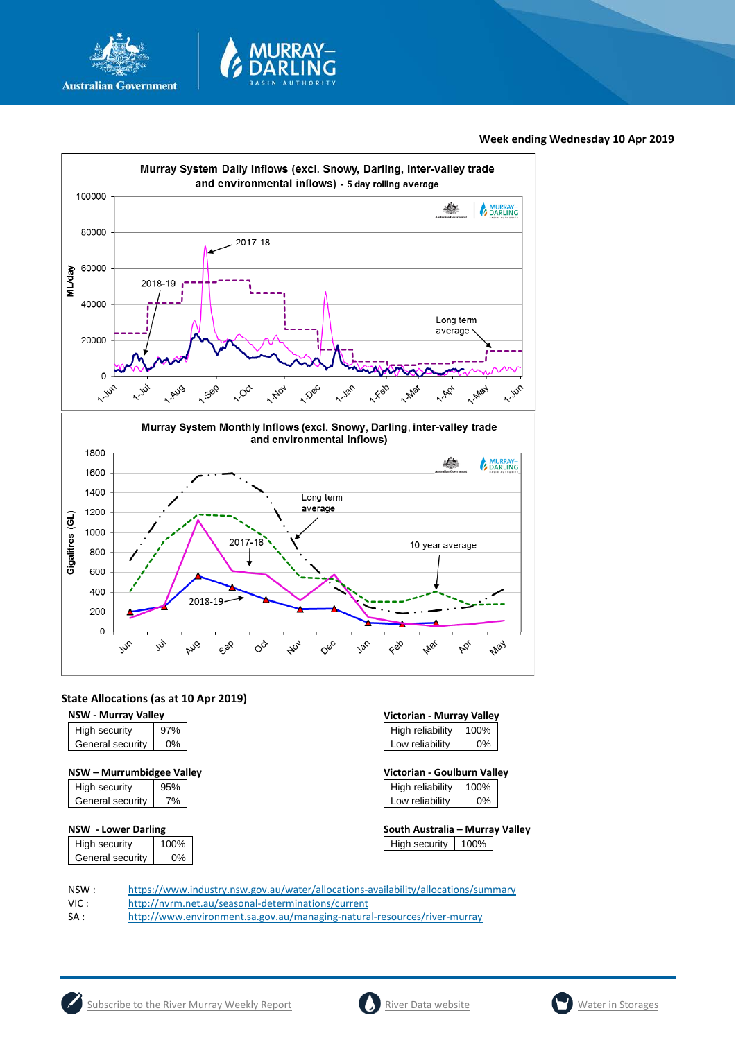Week ending Wednesday 10 Apr 2019

Murray System Daily Inflows (excl. Snowy, Darling, inter-valley trade and environmental inflows) - 5 day rolling average

ML/day

100000
80000
60000
40000
20000
0

2017-18
2018-19
Long term average

1-Jun 1-Jul 1-Aug 1-Sep 1-Oct 1-Nov 1-Dec 1-Jan 1-Feb 1-Mar 1-Apr 1-May 1-Jun

Murray System Monthly Inflows (excl. Snowy, Darling, inter-valley trade and environmental inflows)

Gigalitres (GL)

1800
1600
1400
1200
1000
800
600
400
200
0

Long term average
2017-18
10 year average
2018-19

Jun Jul Aug Sep Oct Nov Dec Jan Feb Mar Apr May

## State Allocations (as at 10 Apr 2019)

**NSW - Murray Valley**

| | |
|---|---|
| High security | 97% |
| General security | 0% |

**NSW – Murrumbidgee Valley**

| | |
|---|---|
| High security | 95% |
| General security | 7% |

**NSW - Lower Darling**

| | |
|---|---|
| High security | 100% |
| General security | 0% |

**Victorian - Murray Valley**

| | |
|---|---|
| High reliability | 100% |
| Low reliability | 0% |

**Victorian - Goulburn Valley**

| | |
|---|---|
| High reliability | 100% |
| Low reliability | 0% |

**South Australia – Murray Valley**

| | |
|---|---|
| High security | 100% |

NSW : https://www.industry.nsw.gov.au/water/allocations-availability/allocations/summary
VIC : http://nvrm.net.au/seasonal-determinations/current
SA : http://www.environment.sa.gov.au/managing-natural-resources/river-murray

Subscribe to the River Murray Weekly Report | River Data website | Water in Storages